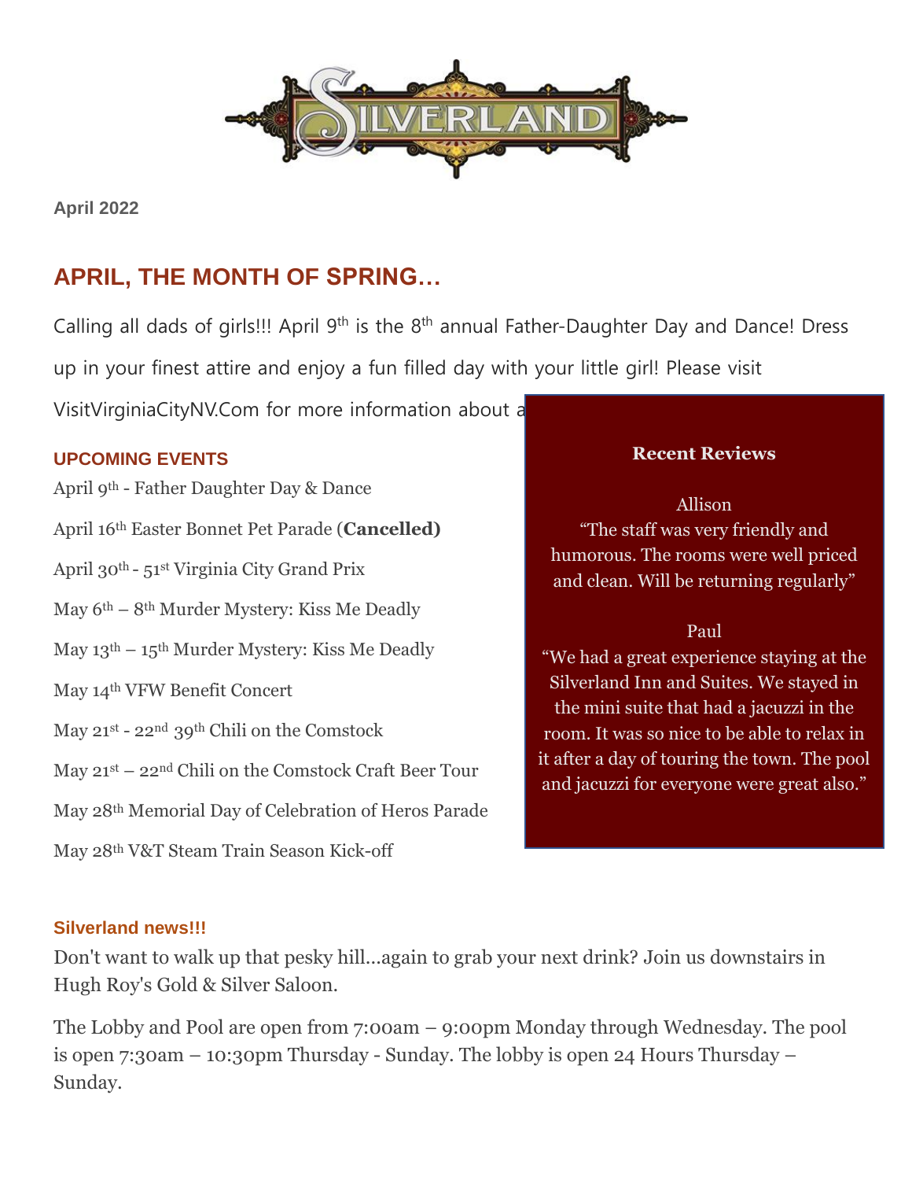# SILVERLAND

**April 2022**

## APRIL, THE MONTH OF SPRING…

Calling all dads of girls!!! April 9th is the 8th annual Father-Daughter Day and Dance! Dress up in your finest attire and enjoy a fun filled day with your little girl! Please visit VisitVirginiaCityNV.Com for more information about a

### UPCOMING EVENTS

April 9th - Father Daughter Day & Dance

April 16th Easter Bonnet Pet Parade (**Cancelled)**

April 30th - 51st Virginia City Grand Prix

May 6th – 8th Murder Mystery: Kiss Me Deadly

May 13th – 15th Murder Mystery: Kiss Me Deadly

May 14th VFW Benefit Concert

May 21st - 22nd 39th Chili on the Comstock

May 21st – 22nd Chili on the Comstock Craft Beer Tour

May 28th Memorial Day of Celebration of Heros Parade

May 28th V&T Steam Train Season Kick-off

**Recent Reviews**

Allison
"The staff was very friendly and humorous. The rooms were well priced and clean. Will be returning regularly"

Paul
"We had a great experience staying at the Silverland Inn and Suites. We stayed in the mini suite that had a jacuzzi in the room. It was so nice to be able to relax in it after a day of touring the town. The pool and jacuzzi for everyone were great also."

### Silverland news!!!

Don't want to walk up that pesky hill...again to grab your next drink? Join us downstairs in Hugh Roy's Gold & Silver Saloon.

The Lobby and Pool are open from 7:00am – 9:00pm Monday through Wednesday. The pool is open 7:30am – 10:30pm Thursday - Sunday. The lobby is open 24 Hours Thursday – Sunday.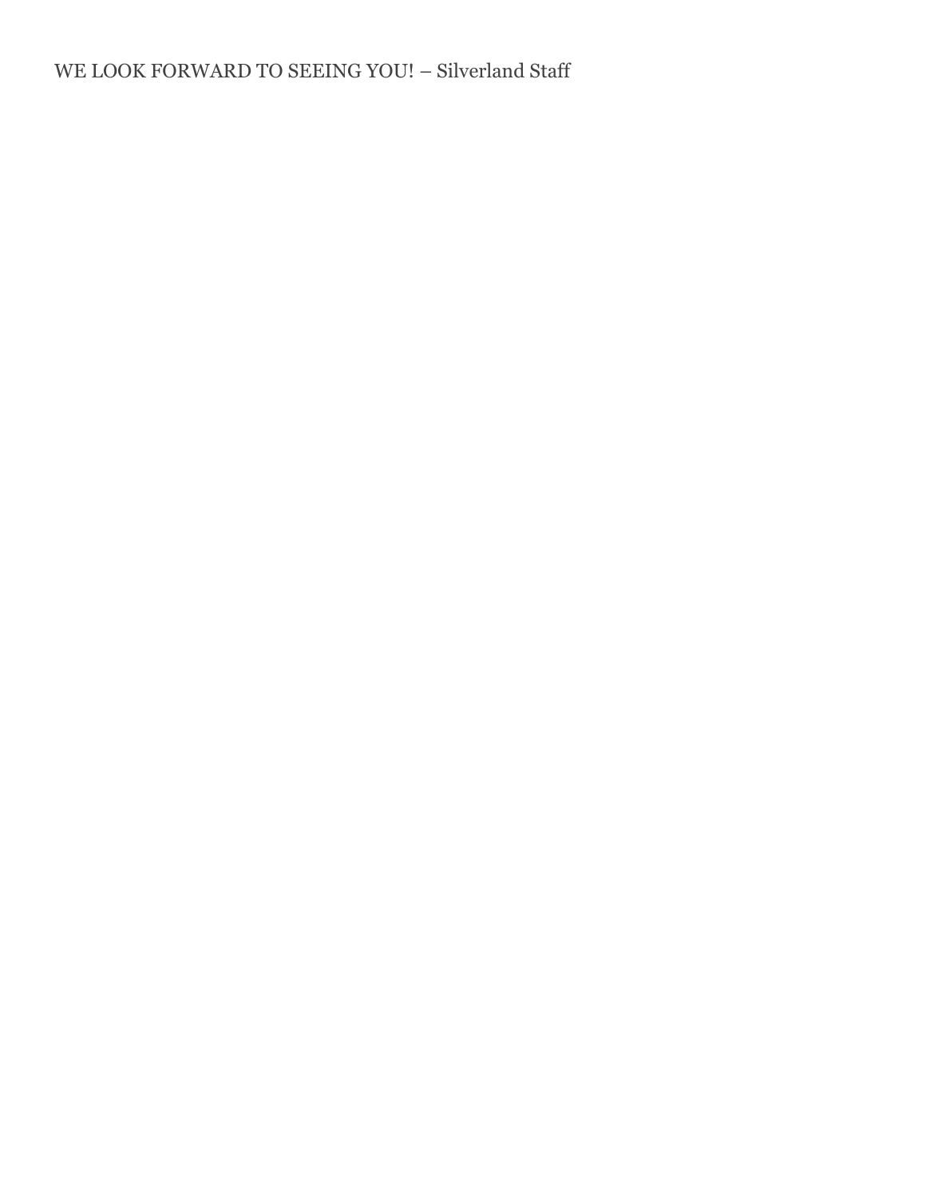WE LOOK FORWARD TO SEEING YOU! – Silverland Staff